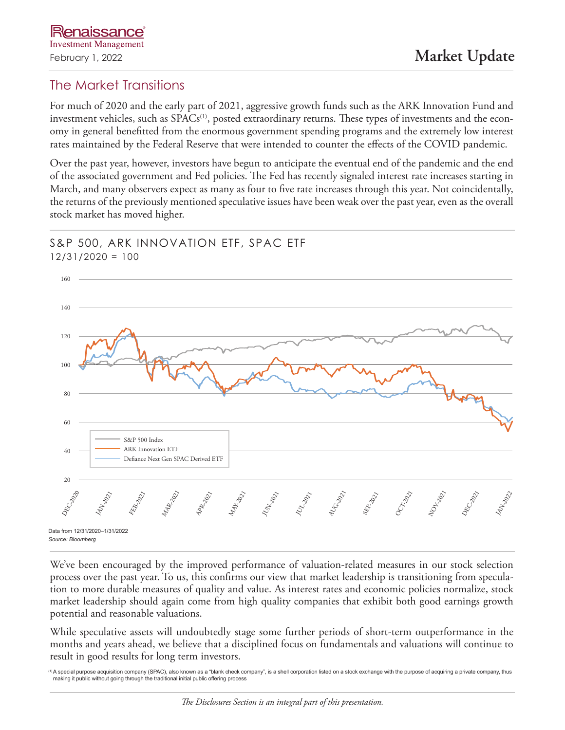Renaissance Investment Management

February 1, 2022

# Market Update

## The Market Transitions

For much of 2020 and the early part of 2021, aggressive growth funds such as the ARK Innovation Fund and investment vehicles, such as SPACs[1], posted extraordinary returns. These types of investments and the economy in general benefitted from the enormous government spending programs and the extremely low interest rates maintained by the Federal Reserve that were intended to counter the effects of the COVID pandemic.

Over the past year, however, investors have begun to anticipate the eventual end of the pandemic and the end of the associated government and Fed policies. The Fed has recently signaled interest rate increases starting in March, and many observers expect as many as four to five rate increases through this year. Not coincidentally, the returns of the previously mentioned speculative issues have been weak over the past year, even as the overall stock market has moved higher.

### S&P 500, ARK INNOVATION ETF, SPAC ETF

12/31/2020 = 100

Legend: S&P 500 Index; ARK Innovation ETF; Defiance Next Gen SPAC Derived ETF

Data from 12/31/2020–1/31/2022

*Source: Bloomberg*

We've been encouraged by the improved performance of valuation-related measures in our stock selection process over the past year. To us, this confirms our view that market leadership is transitioning from speculation to more durable measures of quality and value. As interest rates and economic policies normalize, stock market leadership should again come from high quality companies that exhibit both good earnings growth potential and reasonable valuations.

While speculative assets will undoubtedly stage some further periods of short-term outperformance in the months and years ahead, we believe that a disciplined focus on fundamentals and valuations will continue to result in good results for long term investors.

[1] A special purpose acquisition company (SPAC), also known as a "blank check company", is a shell corporation listed on a stock exchange with the purpose of acquiring a private company, thus making it public without going through the traditional initial public offering process

*The Disclosures Section is an integral part of this presentation.*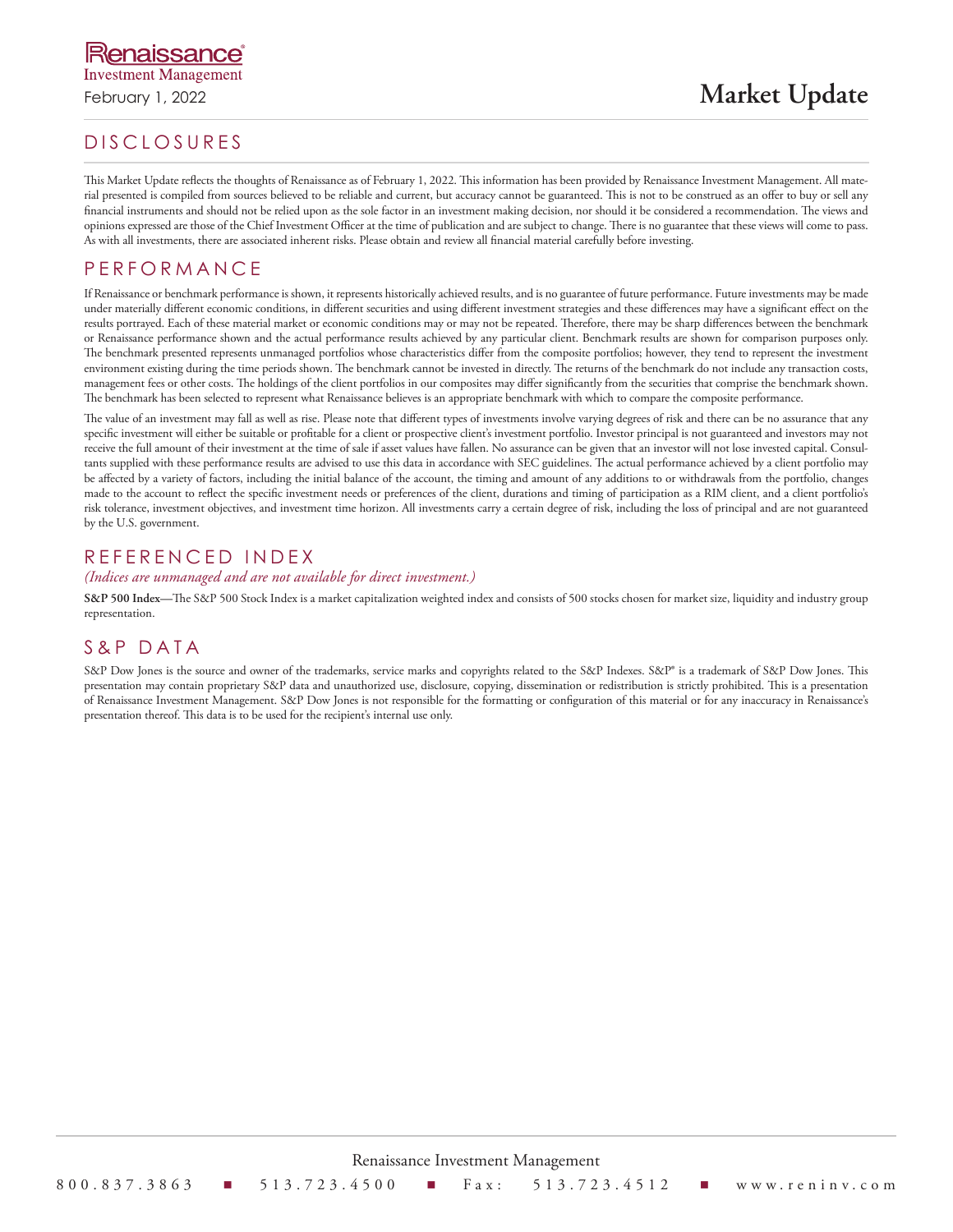# DISCLOSURES

This Market Update reflects the thoughts of Renaissance as of February 1, 2022. This information has been provided by Renaissance Investment Management. All material presented is compiled from sources believed to be reliable and current, but accuracy cannot be guaranteed. This is not to be construed as an offer to buy or sell any financial instruments and should not be relied upon as the sole factor in an investment making decision, nor should it be considered a recommendation. The views and opinions expressed are those of the Chief Investment Officer at the time of publication and are subject to change. There is no guarantee that these views will come to pass. As with all investments, there are associated inherent risks. Please obtain and review all financial material carefully before investing.

# PERFORMANCE

If Renaissance or benchmark performance is shown, it represents historically achieved results, and is no guarantee of future performance. Future investments may be made under materially different economic conditions, in different securities and using different investment strategies and these differences may have a significant effect on the results portrayed. Each of these material market or economic conditions may or may not be repeated. Therefore, there may be sharp differences between the benchmark or Renaissance performance shown and the actual performance results achieved by any particular client. Benchmark results are shown for comparison purposes only. The benchmark presented represents unmanaged portfolios whose characteristics differ from the composite portfolios; however, they tend to represent the investment environment existing during the time periods shown. The benchmark cannot be invested in directly. The returns of the benchmark do not include any transaction costs, management fees or other costs. The holdings of the client portfolios in our composites may differ significantly from the securities that comprise the benchmark shown. The benchmark has been selected to represent what Renaissance believes is an appropriate benchmark with which to compare the composite performance.

The value of an investment may fall as well as rise. Please note that different types of investments involve varying degrees of risk and there can be no assurance that any specific investment will either be suitable or profitable for a client or prospective client's investment portfolio. Investor principal is not guaranteed and investors may not receive the full amount of their investment at the time of sale if asset values have fallen. No assurance can be given that an investor will not lose invested capital. Consultants supplied with these performance results are advised to use this data in accordance with SEC guidelines. The actual performance achieved by a client portfolio may be affected by a variety of factors, including the initial balance of the account, the timing and amount of any additions to or withdrawals from the portfolio, changes made to the account to reflect the specific investment needs or preferences of the client, durations and timing of participation as a RIM client, and a client portfolio's risk tolerance, investment objectives, and investment time horizon. All investments carry a certain degree of risk, including the loss of principal and are not guaranteed by the U.S. government.

# REFERENCED INDEX

*(Indices are unmanaged and are not available for direct investment.)*

**S&P 500 Index**—The S&P 500 Stock Index is a market capitalization weighted index and consists of 500 stocks chosen for market size, liquidity and industry group representation.

# S&P DATA

S&P Dow Jones is the source and owner of the trademarks, service marks and copyrights related to the S&P Indexes. S&P® is a trademark of S&P Dow Jones. This presentation may contain proprietary S&P data and unauthorized use, disclosure, copying, dissemination or redistribution is strictly prohibited. This is a presentation of Renaissance Investment Management. S&P Dow Jones is not responsible for the formatting or configuration of this material or for any inaccuracy in Renaissance's presentation thereof. This data is to be used for the recipient's internal use only.